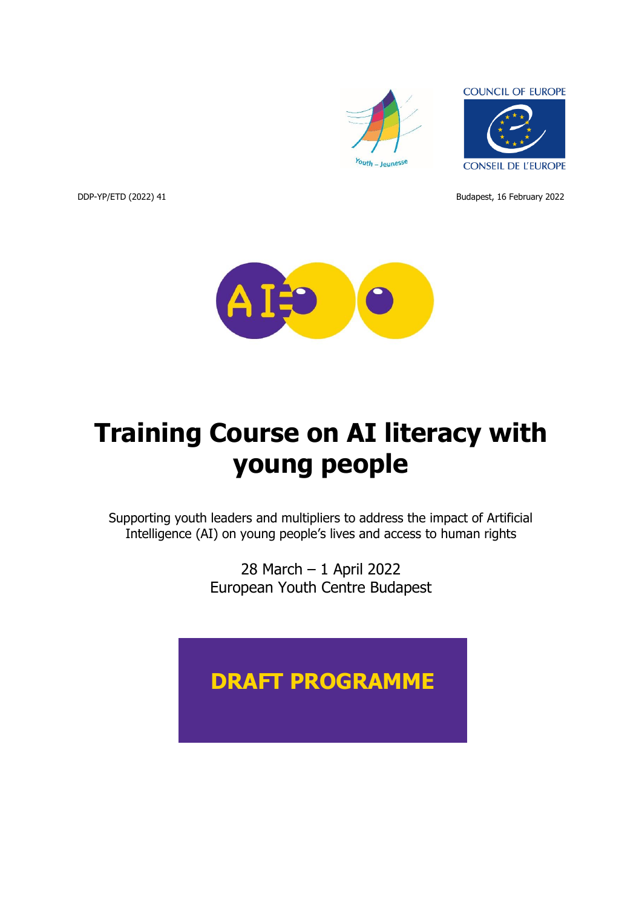COUNCIL OF EUROPE

CONSEIL DE L'EUROPE

DDP-YP/ETD (2022) 41

Budapest, 16 February 2022

# Training Course on AI literacy with young people

Supporting youth leaders and multipliers to address the impact of Artificial Intelligence (AI) on young people's lives and access to human rights

28 March – 1 April 2022
European Youth Centre Budapest

## DRAFT PROGRAMME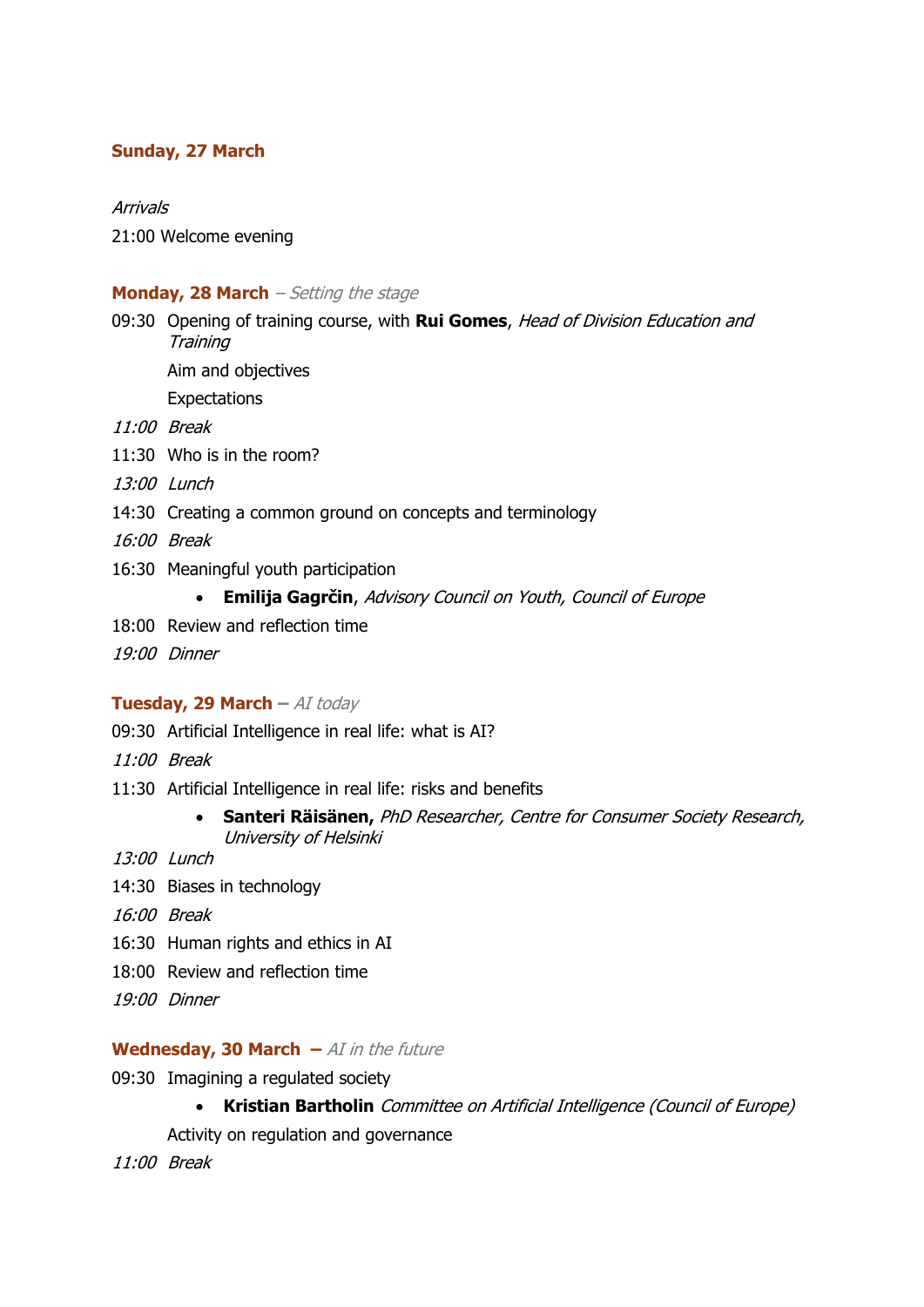**Sunday, 27 March**

*Arrivals*

21:00 Welcome evening

**Monday, 28 March** – *Setting the stage*

09:30 Opening of training course, with **Rui Gomes**, *Head of Division Education and Training*

Aim and objectives

Expectations

*11:00 Break*

11:30 Who is in the room?

*13:00 Lunch*

14:30 Creating a common ground on concepts and terminology

*16:00 Break*

16:30 Meaningful youth participation

- **Emilija Gagrčin**, *Advisory Council on Youth, Council of Europe*

18:00 Review and reflection time

*19:00 Dinner*

**Tuesday, 29 March** – *AI today*

09:30 Artificial Intelligence in real life: what is AI?

*11:00 Break*

11:30 Artificial Intelligence in real life: risks and benefits

- **Santeri Räisänen,** *PhD Researcher, Centre for Consumer Society Research, University of Helsinki*

*13:00 Lunch*

14:30 Biases in technology

*16:00 Break*

16:30 Human rights and ethics in AI

18:00 Review and reflection time

*19:00 Dinner*

**Wednesday, 30 March** – *AI in the future*

09:30 Imagining a regulated society

- **Kristian Bartholin** *Committee on Artificial Intelligence (Council of Europe)*

Activity on regulation and governance

*11:00 Break*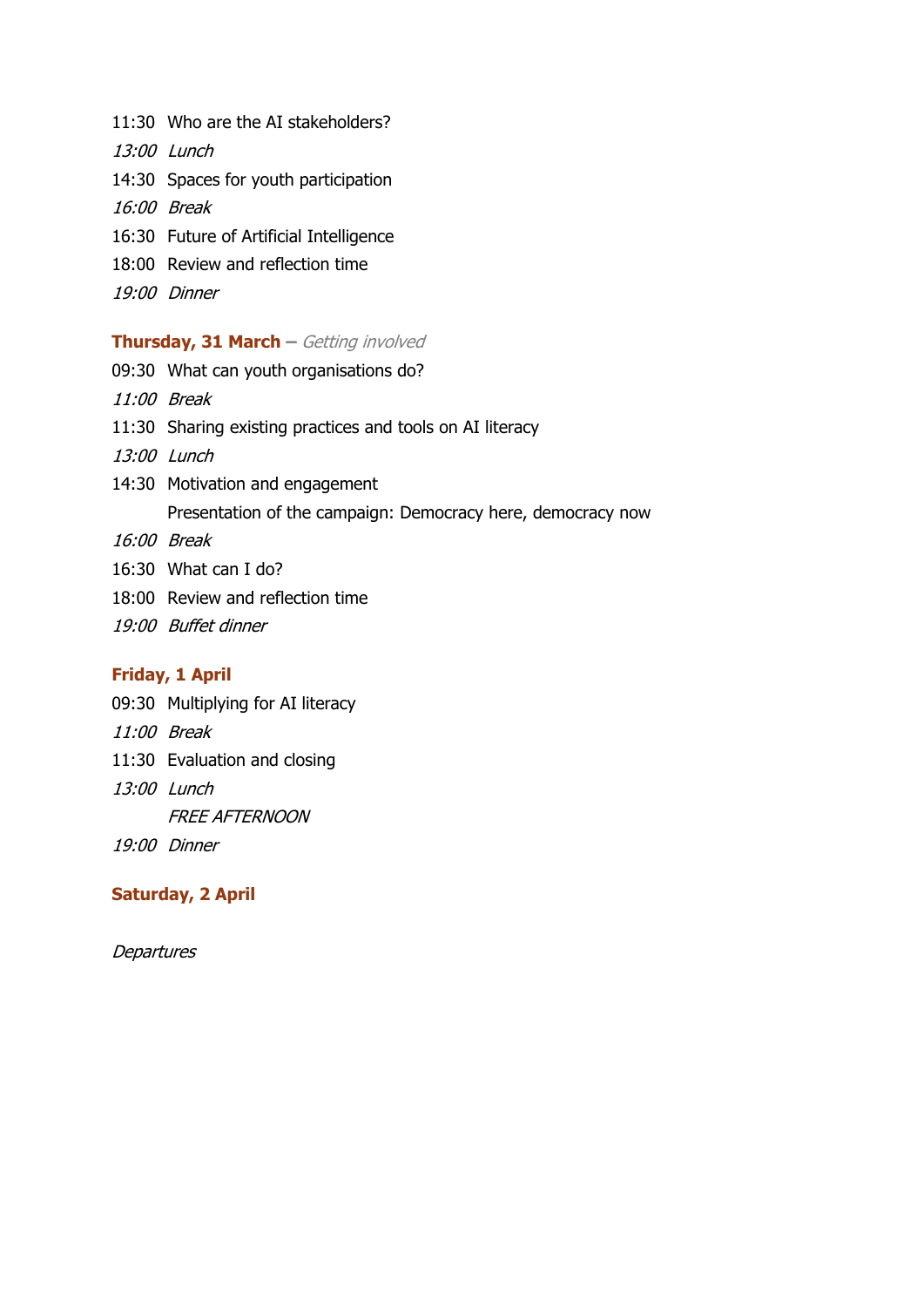11:30 Who are the AI stakeholders?

*13:00 Lunch*

14:30 Spaces for youth participation

*16:00 Break*

16:30 Future of Artificial Intelligence

18:00 Review and reflection time

*19:00 Dinner*

**Thursday, 31 March** – *Getting involved*

09:30 What can youth organisations do?

*11:00 Break*

11:30 Sharing existing practices and tools on AI literacy

*13:00 Lunch*

14:30 Motivation and engagement
Presentation of the campaign: Democracy here, democracy now

*16:00 Break*

16:30 What can I do?

18:00 Review and reflection time

*19:00 Buffet dinner*

**Friday, 1 April**

09:30 Multiplying for AI literacy

*11:00 Break*

11:30 Evaluation and closing

*13:00 Lunch*
*FREE AFTERNOON*

*19:00 Dinner*

**Saturday, 2 April**

*Departures*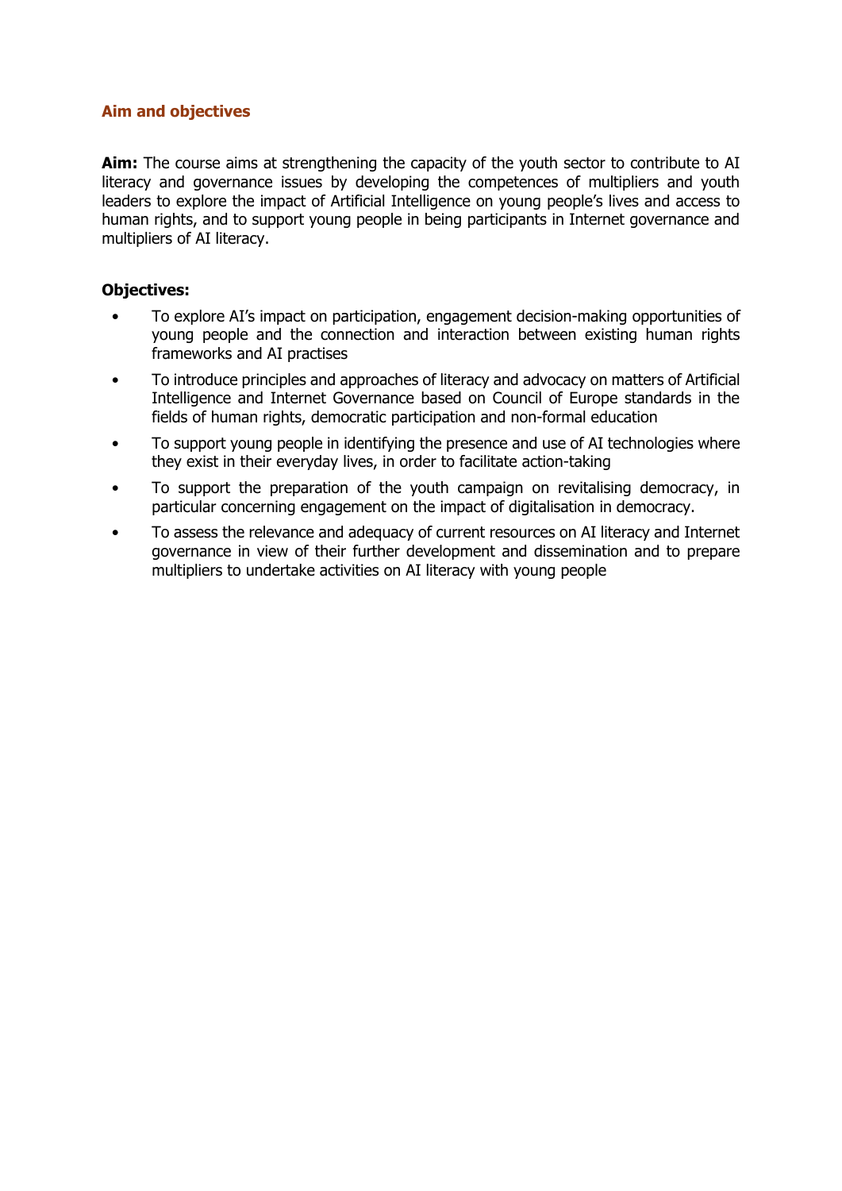## Aim and objectives

**Aim:** The course aims at strengthening the capacity of the youth sector to contribute to AI literacy and governance issues by developing the competences of multipliers and youth leaders to explore the impact of Artificial Intelligence on young people's lives and access to human rights, and to support young people in being participants in Internet governance and multipliers of AI literacy.

**Objectives:**

- To explore AI's impact on participation, engagement decision-making opportunities of young people and the connection and interaction between existing human rights frameworks and AI practises
- To introduce principles and approaches of literacy and advocacy on matters of Artificial Intelligence and Internet Governance based on Council of Europe standards in the fields of human rights, democratic participation and non-formal education
- To support young people in identifying the presence and use of AI technologies where they exist in their everyday lives, in order to facilitate action-taking
- To support the preparation of the youth campaign on revitalising democracy, in particular concerning engagement on the impact of digitalisation in democracy.
- To assess the relevance and adequacy of current resources on AI literacy and Internet governance in view of their further development and dissemination and to prepare multipliers to undertake activities on AI literacy with young people